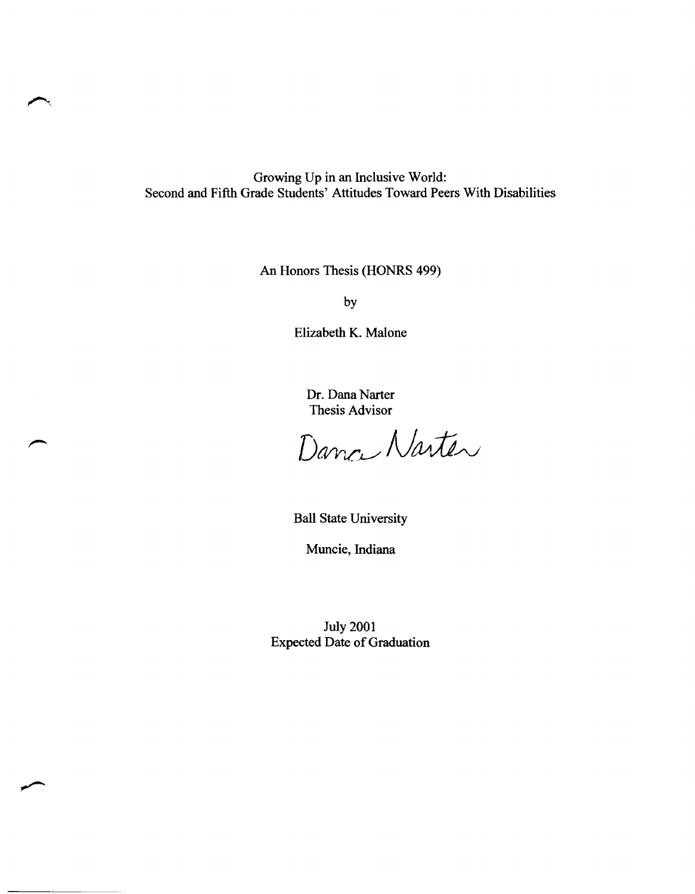# Growing Up in an Inclusive World:
## Second and Fifth Grade Students' Attitudes Toward Peers With Disabilities

An Honors Thesis (HONRS 499)

by

Elizabeth K. Malone

Dr. Dana Narter
Thesis Advisor

Dana Narter

Ball State University

Muncie, Indiana

July 2001
Expected Date of Graduation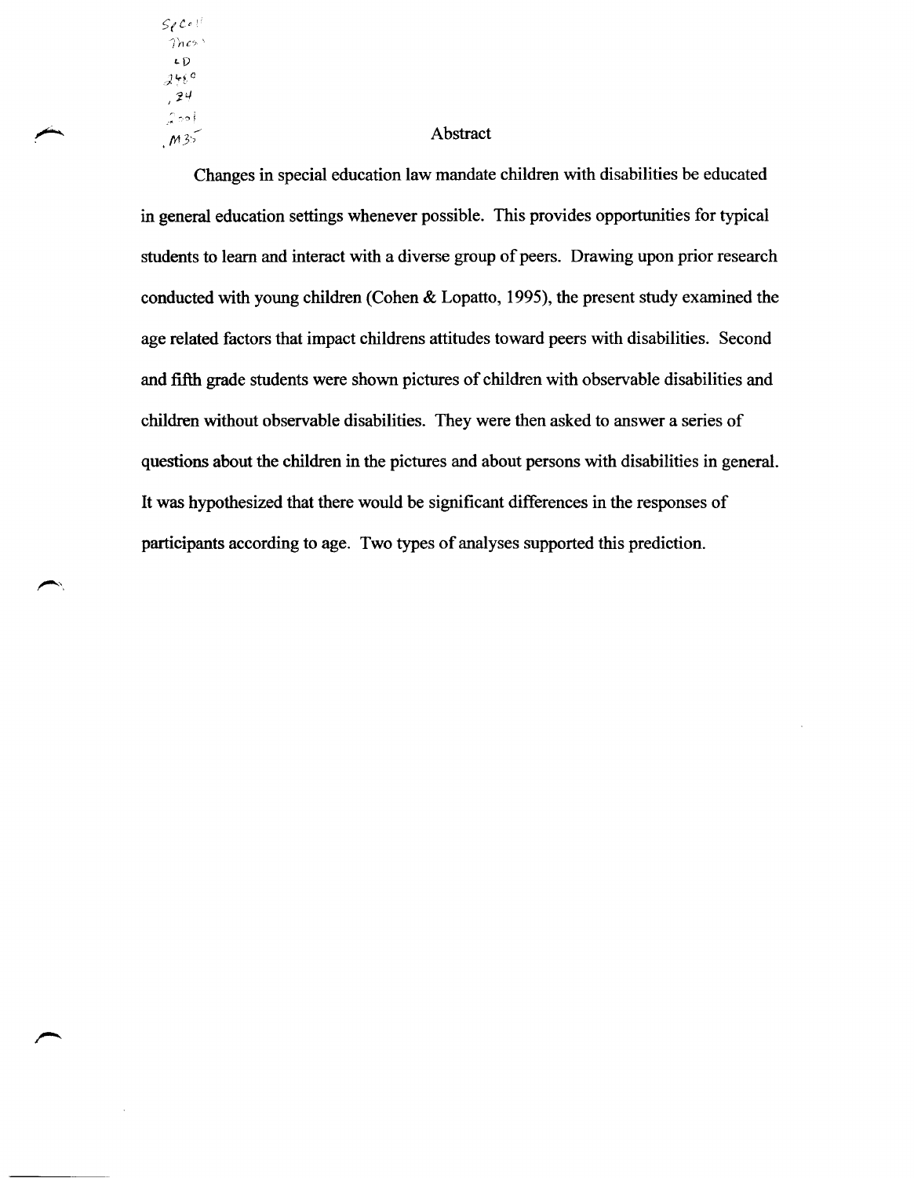## Abstract

Changes in special education law mandate children with disabilities be educated in general education settings whenever possible. This provides opportunities for typical students to learn and interact with a diverse group of peers. Drawing upon prior research conducted with young children (Cohen & Lopatto, 1995), the present study examined the age related factors that impact childrens attitudes toward peers with disabilities. Second and fifth grade students were shown pictures of children with observable disabilities and children without observable disabilities. They were then asked to answer a series of questions about the children in the pictures and about persons with disabilities in general. It was hypothesized that there would be significant differences in the responses of participants according to age. Two types of analyses supported this prediction.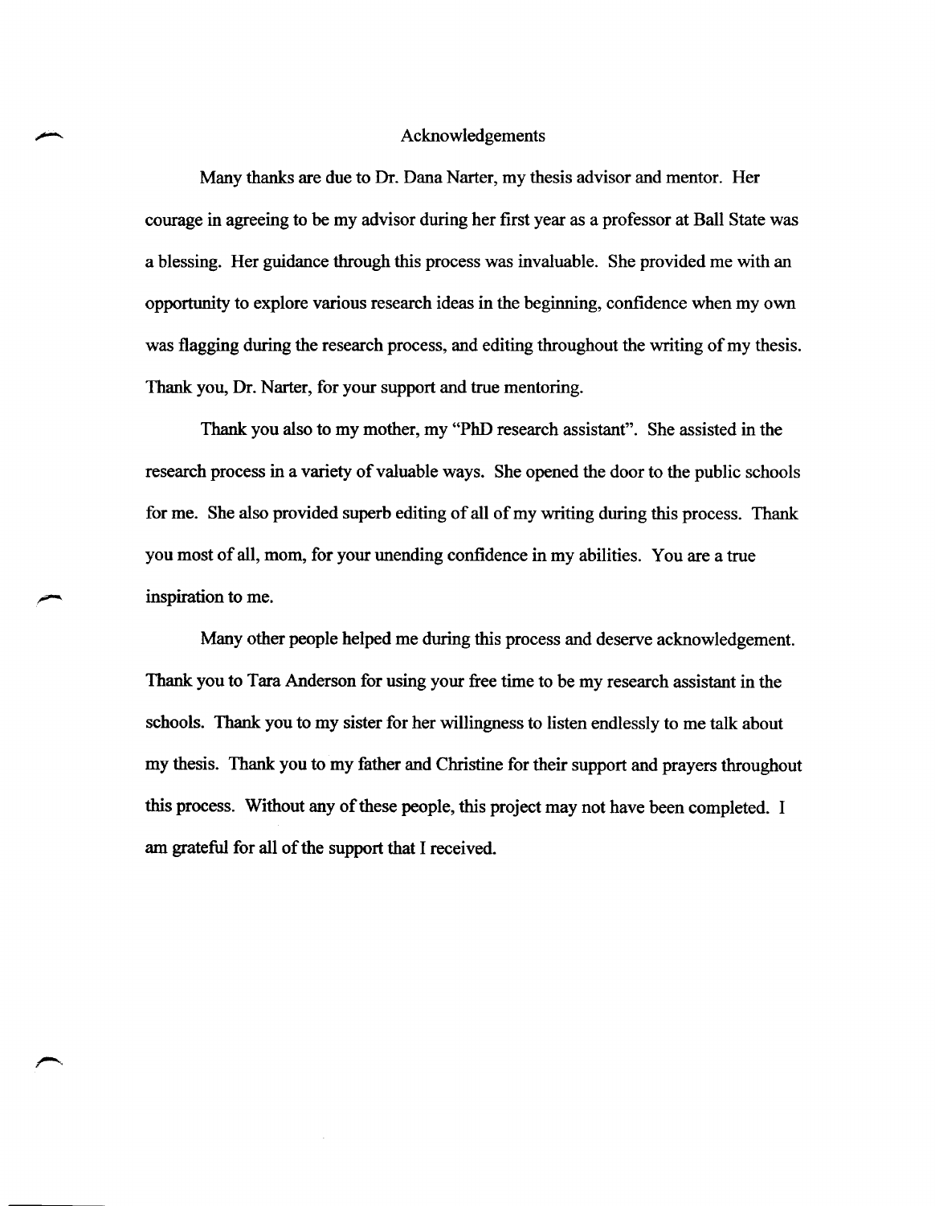# Acknowledgements

Many thanks are due to Dr. Dana Narter, my thesis advisor and mentor. Her courage in agreeing to be my advisor during her first year as a professor at Ball State was a blessing. Her guidance through this process was invaluable. She provided me with an opportunity to explore various research ideas in the beginning, confidence when my own was flagging during the research process, and editing throughout the writing of my thesis. Thank you, Dr. Narter, for your support and true mentoring.

Thank you also to my mother, my "PhD research assistant". She assisted in the research process in a variety of valuable ways. She opened the door to the public schools for me. She also provided superb editing of all of my writing during this process. Thank you most of all, mom, for your unending confidence in my abilities. You are a true inspiration to me.

Many other people helped me during this process and deserve acknowledgement. Thank you to Tara Anderson for using your free time to be my research assistant in the schools. Thank you to my sister for her willingness to listen endlessly to me talk about my thesis. Thank you to my father and Christine for their support and prayers throughout this process. Without any of these people, this project may not have been completed. I am grateful for all of the support that I received.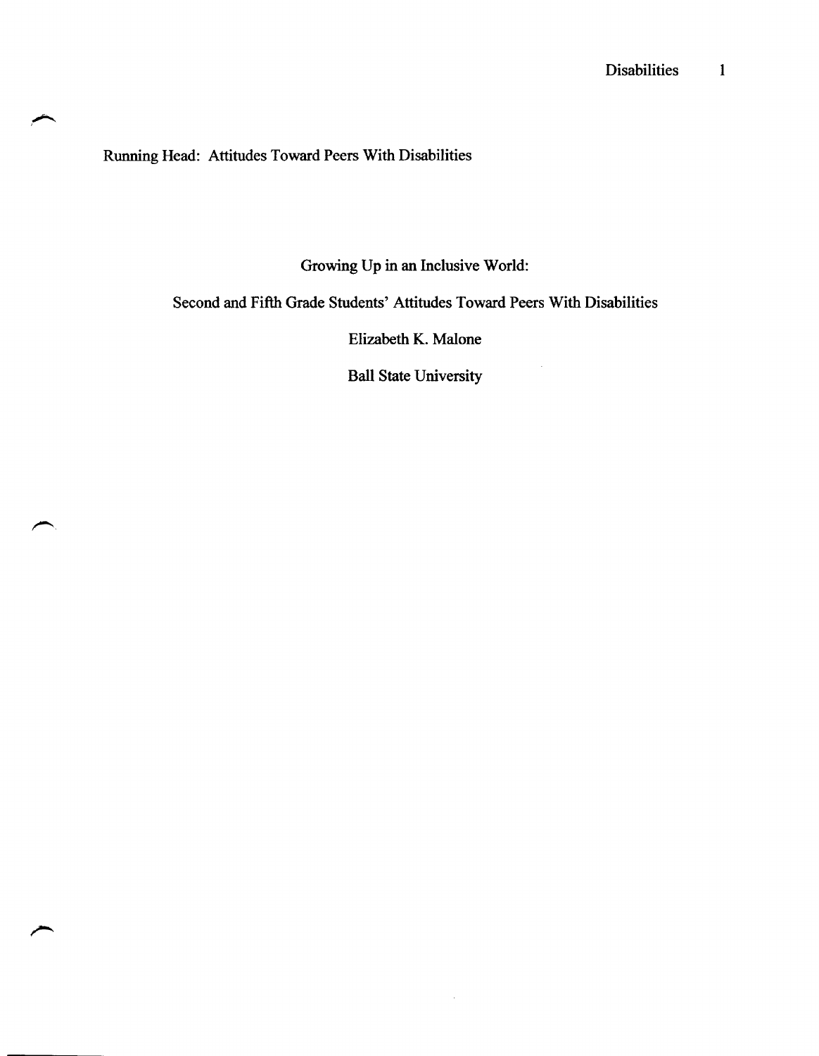Running Head: Attitudes Toward Peers With Disabilities

Growing Up in an Inclusive World:

Second and Fifth Grade Students' Attitudes Toward Peers With Disabilities

Elizabeth K. Malone

Ball State University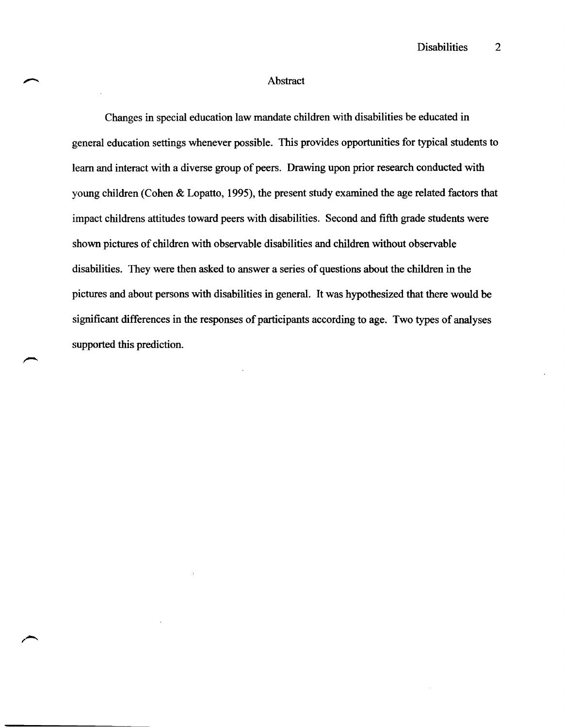## Abstract

Changes in special education law mandate children with disabilities be educated in general education settings whenever possible. This provides opportunities for typical students to learn and interact with a diverse group of peers. Drawing upon prior research conducted with young children (Cohen & Lopatto, 1995), the present study examined the age related factors that impact childrens attitudes toward peers with disabilities. Second and fifth grade students were shown pictures of children with observable disabilities and children without observable disabilities. They were then asked to answer a series of questions about the children in the pictures and about persons with disabilities in general. It was hypothesized that there would be significant differences in the responses of participants according to age. Two types of analyses supported this prediction.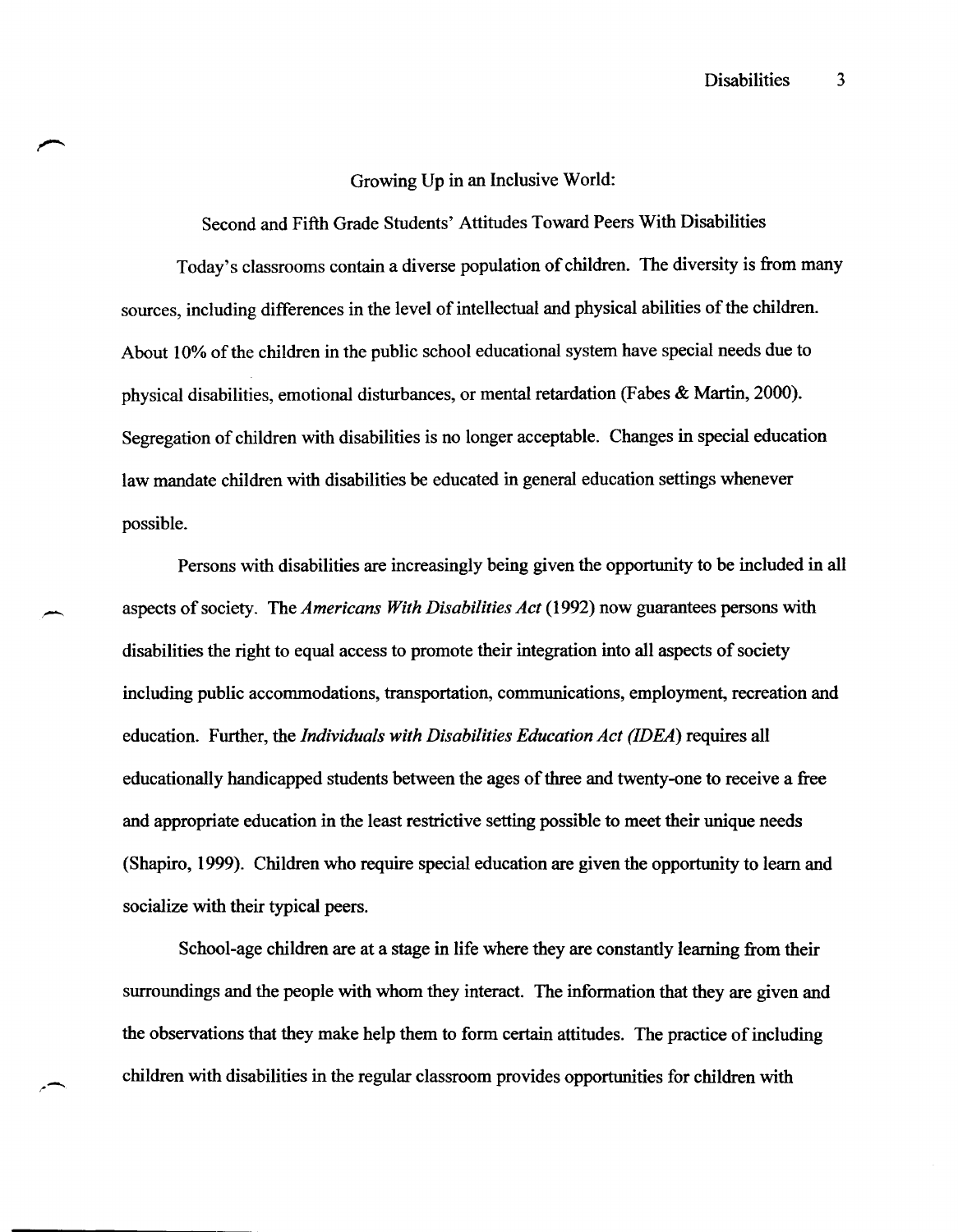# Growing Up in an Inclusive World:

## Second and Fifth Grade Students' Attitudes Toward Peers With Disabilities

Today's classrooms contain a diverse population of children. The diversity is from many sources, including differences in the level of intellectual and physical abilities of the children. About 10% of the children in the public school educational system have special needs due to physical disabilities, emotional disturbances, or mental retardation (Fabes & Martin, 2000). Segregation of children with disabilities is no longer acceptable. Changes in special education law mandate children with disabilities be educated in general education settings whenever possible.

Persons with disabilities are increasingly being given the opportunity to be included in all aspects of society. The *Americans With Disabilities Act* (1992) now guarantees persons with disabilities the right to equal access to promote their integration into all aspects of society including public accommodations, transportation, communications, employment, recreation and education. Further, the *Individuals with Disabilities Education Act (IDEA)* requires all educationally handicapped students between the ages of three and twenty-one to receive a free and appropriate education in the least restrictive setting possible to meet their unique needs (Shapiro, 1999). Children who require special education are given the opportunity to learn and socialize with their typical peers.

School-age children are at a stage in life where they are constantly learning from their surroundings and the people with whom they interact. The information that they are given and the observations that they make help them to form certain attitudes. The practice of including children with disabilities in the regular classroom provides opportunities for children with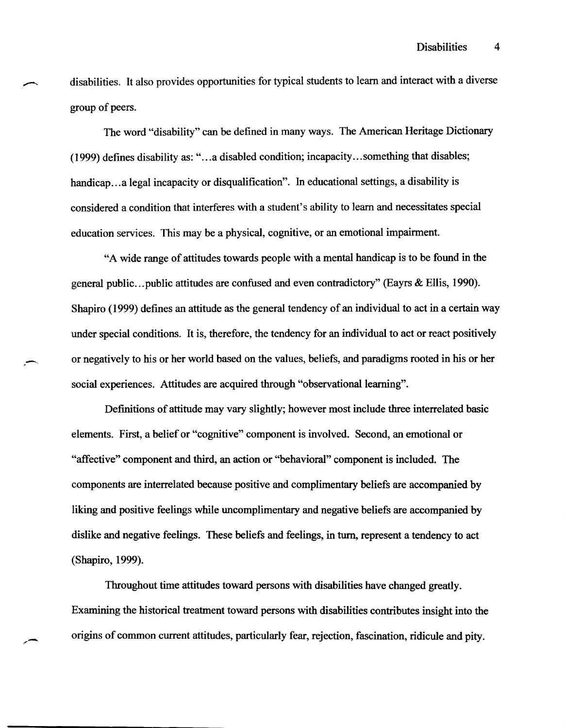disabilities. It also provides opportunities for typical students to learn and interact with a diverse group of peers.

The word "disability" can be defined in many ways. The American Heritage Dictionary (1999) defines disability as: "...a disabled condition; incapacity...something that disables; handicap...a legal incapacity or disqualification". In educational settings, a disability is considered a condition that interferes with a student's ability to learn and necessitates special education services. This may be a physical, cognitive, or an emotional impairment.

"A wide range of attitudes towards people with a mental handicap is to be found in the general public...public attitudes are confused and even contradictory" (Eayrs & Ellis, 1990). Shapiro (1999) defines an attitude as the general tendency of an individual to act in a certain way under special conditions. It is, therefore, the tendency for an individual to act or react positively or negatively to his or her world based on the values, beliefs, and paradigms rooted in his or her social experiences. Attitudes are acquired through "observational learning".

Definitions of attitude may vary slightly; however most include three interrelated basic elements. First, a belief or "cognitive" component is involved. Second, an emotional or "affective" component and third, an action or "behavioral" component is included. The components are interrelated because positive and complimentary beliefs are accompanied by liking and positive feelings while uncomplimentary and negative beliefs are accompanied by dislike and negative feelings. These beliefs and feelings, in turn, represent a tendency to act (Shapiro, 1999).

Throughout time attitudes toward persons with disabilities have changed greatly. Examining the historical treatment toward persons with disabilities contributes insight into the origins of common current attitudes, particularly fear, rejection, fascination, ridicule and pity.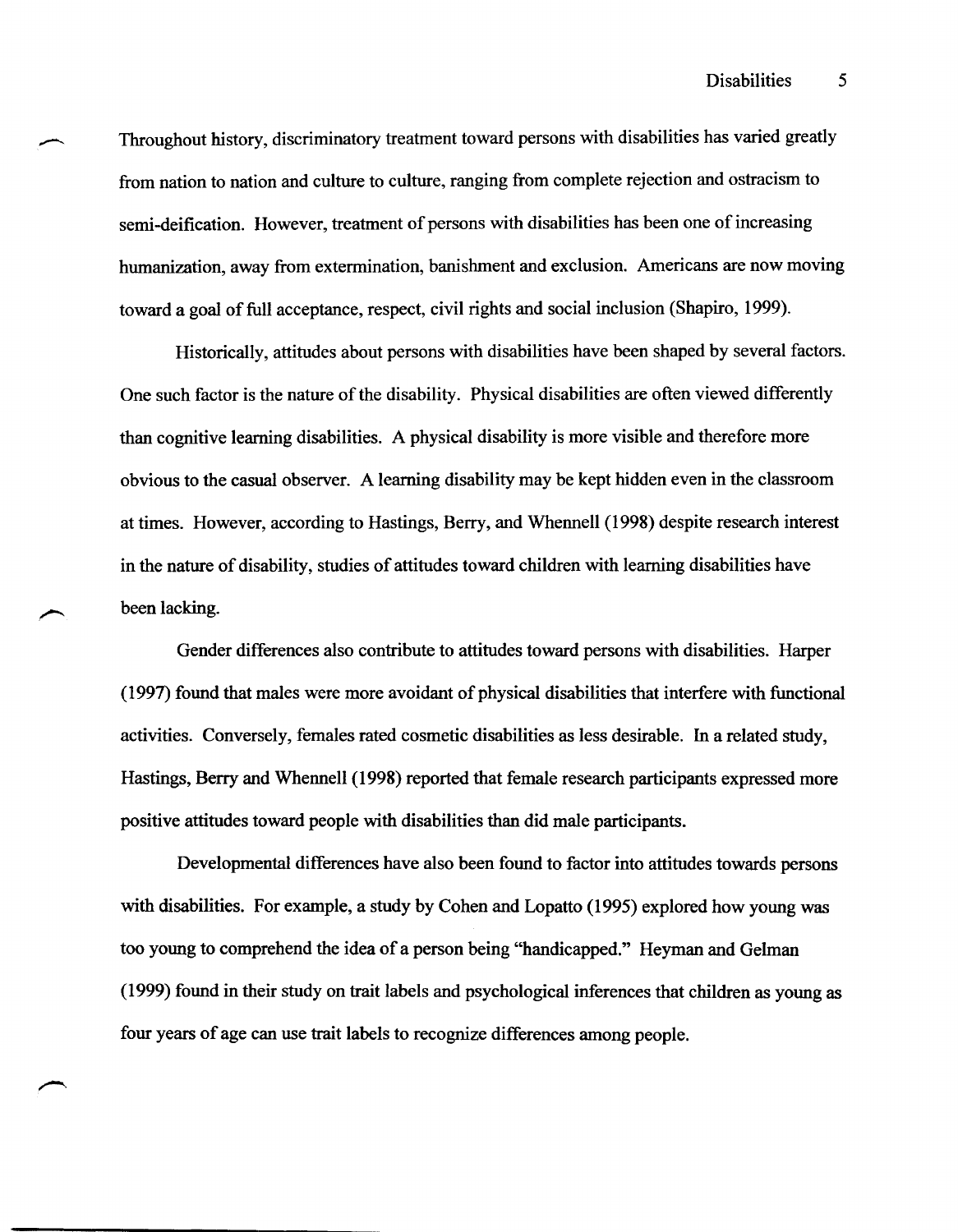Throughout history, discriminatory treatment toward persons with disabilities has varied greatly from nation to nation and culture to culture, ranging from complete rejection and ostracism to semi-deification. However, treatment of persons with disabilities has been one of increasing humanization, away from extermination, banishment and exclusion. Americans are now moving toward a goal of full acceptance, respect, civil rights and social inclusion (Shapiro, 1999).

Historically, attitudes about persons with disabilities have been shaped by several factors. One such factor is the nature of the disability. Physical disabilities are often viewed differently than cognitive learning disabilities. A physical disability is more visible and therefore more obvious to the casual observer. A learning disability may be kept hidden even in the classroom at times. However, according to Hastings, Berry, and Whennell (1998) despite research interest in the nature of disability, studies of attitudes toward children with learning disabilities have been lacking.

Gender differences also contribute to attitudes toward persons with disabilities. Harper (1997) found that males were more avoidant of physical disabilities that interfere with functional activities. Conversely, females rated cosmetic disabilities as less desirable. In a related study, Hastings, Berry and Whennell (1998) reported that female research participants expressed more positive attitudes toward people with disabilities than did male participants.

Developmental differences have also been found to factor into attitudes towards persons with disabilities. For example, a study by Cohen and Lopatto (1995) explored how young was too young to comprehend the idea of a person being "handicapped." Heyman and Gelman (1999) found in their study on trait labels and psychological inferences that children as young as four years of age can use trait labels to recognize differences among people.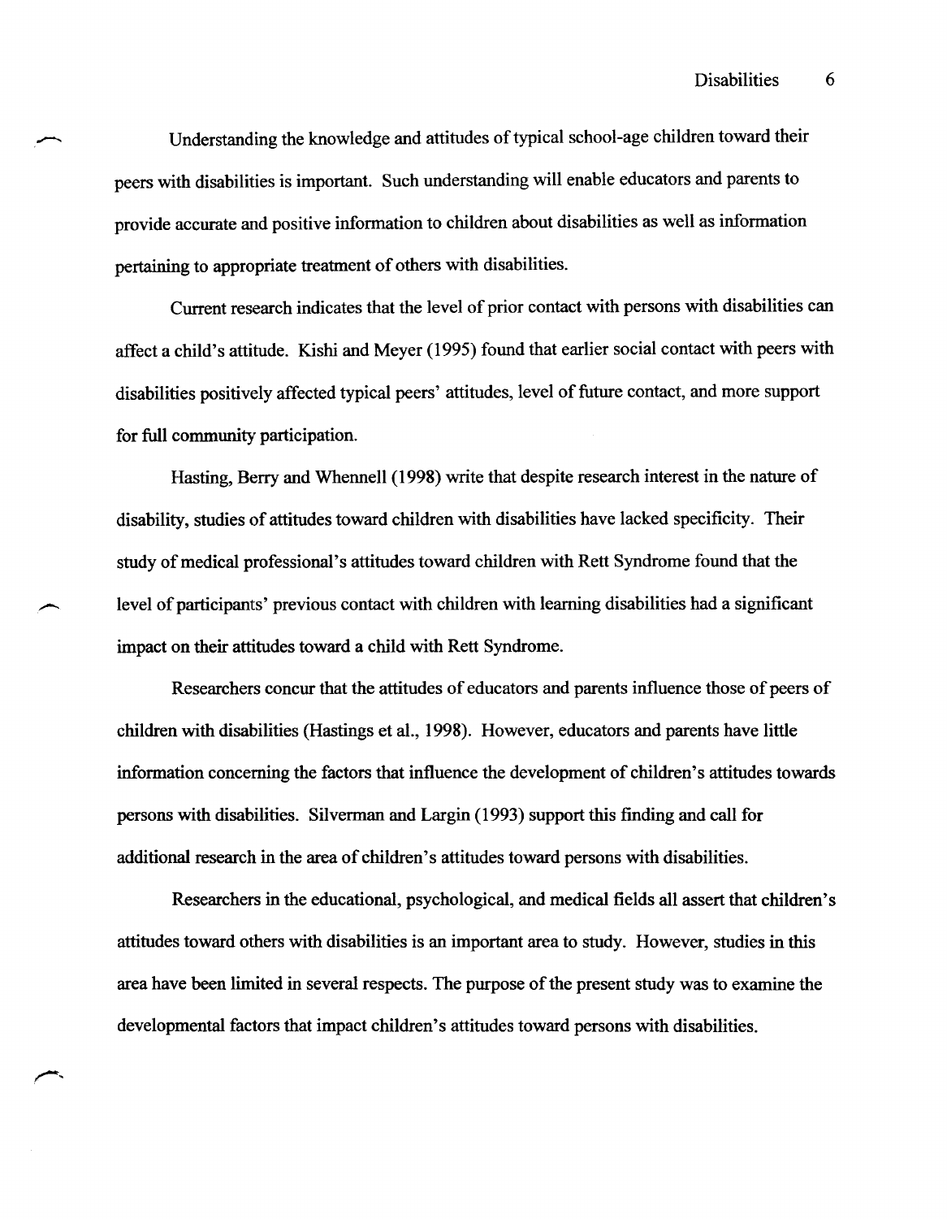Understanding the knowledge and attitudes of typical school-age children toward their peers with disabilities is important. Such understanding will enable educators and parents to provide accurate and positive information to children about disabilities as well as information pertaining to appropriate treatment of others with disabilities.

Current research indicates that the level of prior contact with persons with disabilities can affect a child's attitude. Kishi and Meyer (1995) found that earlier social contact with peers with disabilities positively affected typical peers' attitudes, level of future contact, and more support for full community participation.

Hasting, Berry and Whennell (1998) write that despite research interest in the nature of disability, studies of attitudes toward children with disabilities have lacked specificity. Their study of medical professional's attitudes toward children with Rett Syndrome found that the level of participants' previous contact with children with learning disabilities had a significant impact on their attitudes toward a child with Rett Syndrome.

Researchers concur that the attitudes of educators and parents influence those of peers of children with disabilities (Hastings et al., 1998). However, educators and parents have little information concerning the factors that influence the development of children's attitudes towards persons with disabilities. Silverman and Largin (1993) support this finding and call for additional research in the area of children's attitudes toward persons with disabilities.

Researchers in the educational, psychological, and medical fields all assert that children's attitudes toward others with disabilities is an important area to study. However, studies in this area have been limited in several respects. The purpose of the present study was to examine the developmental factors that impact children's attitudes toward persons with disabilities.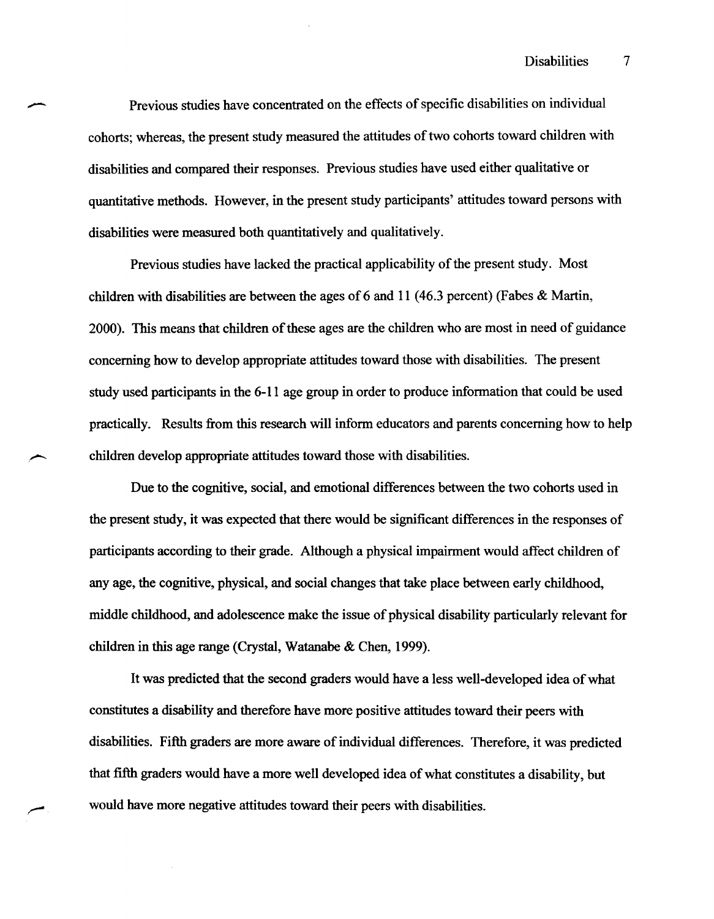Previous studies have concentrated on the effects of specific disabilities on individual cohorts; whereas, the present study measured the attitudes of two cohorts toward children with disabilities and compared their responses. Previous studies have used either qualitative or quantitative methods. However, in the present study participants' attitudes toward persons with disabilities were measured both quantitatively and qualitatively.

Previous studies have lacked the practical applicability of the present study. Most children with disabilities are between the ages of 6 and 11 (46.3 percent) (Fabes & Martin, 2000). This means that children of these ages are the children who are most in need of guidance concerning how to develop appropriate attitudes toward those with disabilities. The present study used participants in the 6-11 age group in order to produce information that could be used practically. Results from this research will inform educators and parents concerning how to help children develop appropriate attitudes toward those with disabilities.

Due to the cognitive, social, and emotional differences between the two cohorts used in the present study, it was expected that there would be significant differences in the responses of participants according to their grade. Although a physical impairment would affect children of any age, the cognitive, physical, and social changes that take place between early childhood, middle childhood, and adolescence make the issue of physical disability particularly relevant for children in this age range (Crystal, Watanabe & Chen, 1999).

It was predicted that the second graders would have a less well-developed idea of what constitutes a disability and therefore have more positive attitudes toward their peers with disabilities. Fifth graders are more aware of individual differences. Therefore, it was predicted that fifth graders would have a more well developed idea of what constitutes a disability, but would have more negative attitudes toward their peers with disabilities.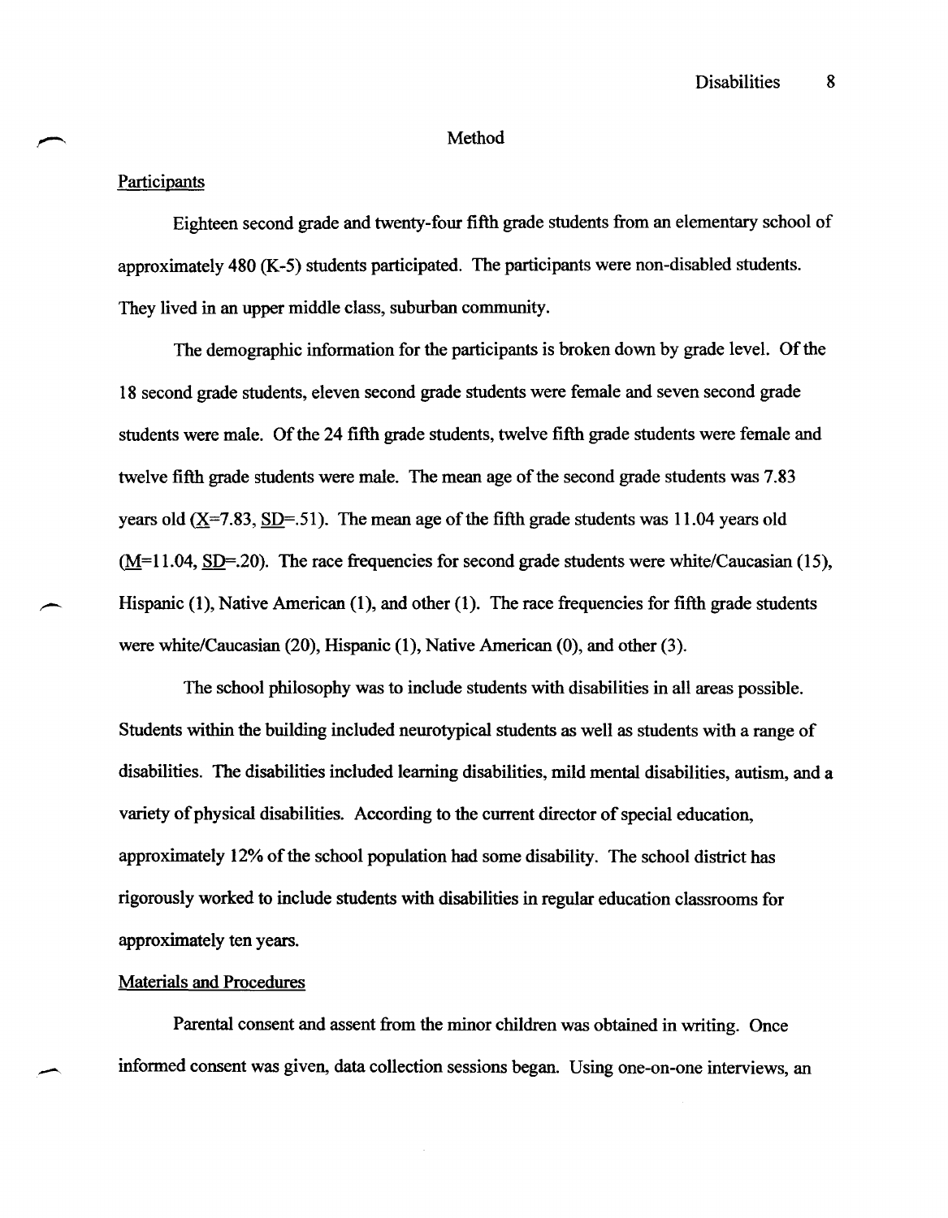# Method

## Participants

Eighteen second grade and twenty-four fifth grade students from an elementary school of approximately 480 (K-5) students participated. The participants were non-disabled students. They lived in an upper middle class, suburban community.

The demographic information for the participants is broken down by grade level. Of the 18 second grade students, eleven second grade students were female and seven second grade students were male. Of the 24 fifth grade students, twelve fifth grade students were female and twelve fifth grade students were male. The mean age of the second grade students was 7.83 years old ($\underline{X}$=7.83, $\underline{SD}$=.51). The mean age of the fifth grade students was 11.04 years old ($\underline{M}$=11.04, $\underline{SD}$=.20). The race frequencies for second grade students were white/Caucasian (15), Hispanic (1), Native American (1), and other (1). The race frequencies for fifth grade students were white/Caucasian (20), Hispanic (1), Native American (0), and other (3).

The school philosophy was to include students with disabilities in all areas possible. Students within the building included neurotypical students as well as students with a range of disabilities. The disabilities included learning disabilities, mild mental disabilities, autism, and a variety of physical disabilities. According to the current director of special education, approximately 12% of the school population had some disability. The school district has rigorously worked to include students with disabilities in regular education classrooms for approximately ten years.

## Materials and Procedures

Parental consent and assent from the minor children was obtained in writing. Once informed consent was given, data collection sessions began. Using one-on-one interviews, an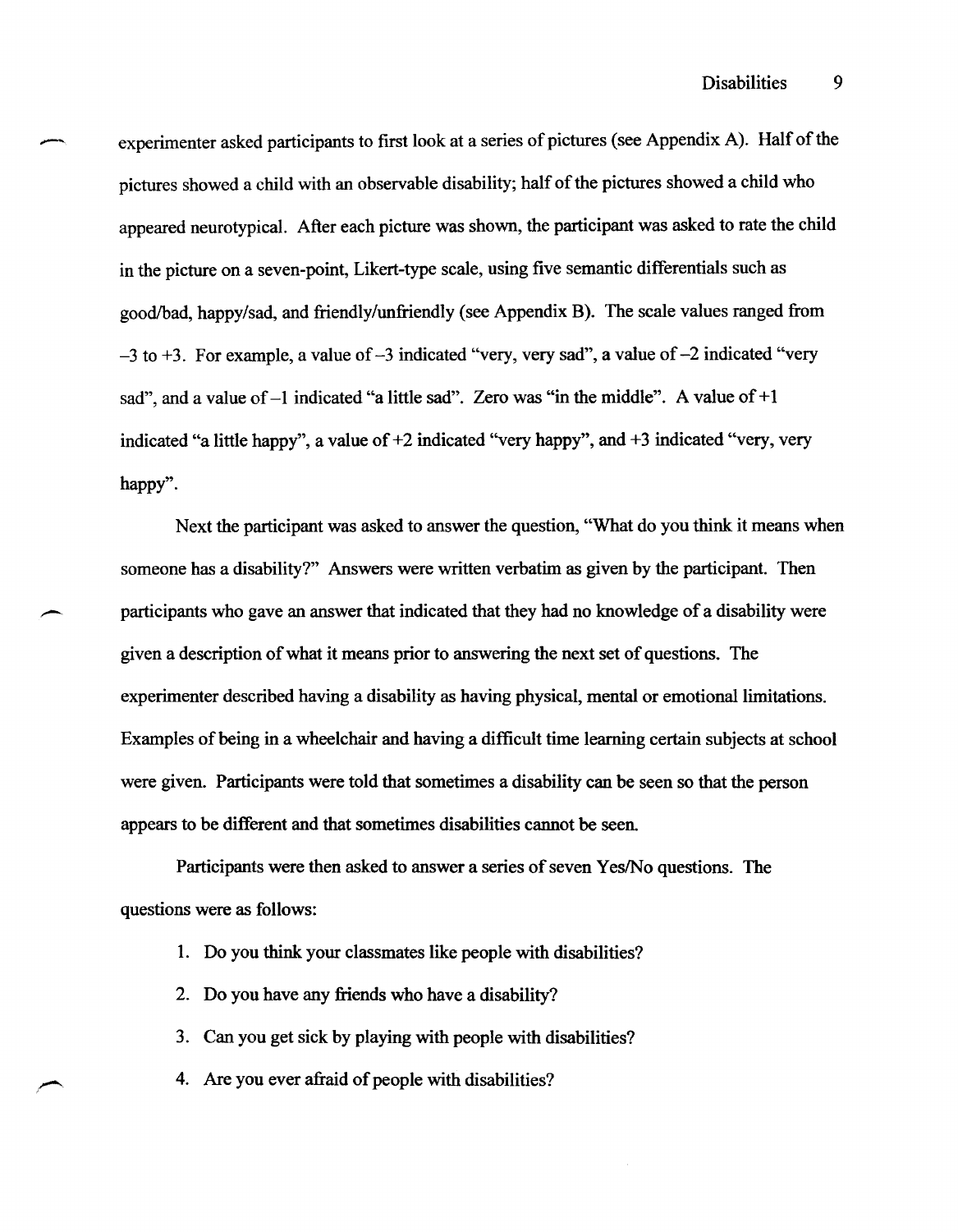experimenter asked participants to first look at a series of pictures (see Appendix A). Half of the pictures showed a child with an observable disability; half of the pictures showed a child who appeared neurotypical. After each picture was shown, the participant was asked to rate the child in the picture on a seven-point, Likert-type scale, using five semantic differentials such as good/bad, happy/sad, and friendly/unfriendly (see Appendix B). The scale values ranged from $-3$ to $+3$. For example, a value of $-3$ indicated "very, very sad", a value of $-2$ indicated "very sad", and a value of $-1$ indicated "a little sad". Zero was "in the middle". A value of $+1$ indicated "a little happy", a value of $+2$ indicated "very happy", and $+3$ indicated "very, very happy".

Next the participant was asked to answer the question, "What do you think it means when someone has a disability?" Answers were written verbatim as given by the participant. Then participants who gave an answer that indicated that they had no knowledge of a disability were given a description of what it means prior to answering the next set of questions. The experimenter described having a disability as having physical, mental or emotional limitations. Examples of being in a wheelchair and having a difficult time learning certain subjects at school were given. Participants were told that sometimes a disability can be seen so that the person appears to be different and that sometimes disabilities cannot be seen.

Participants were then asked to answer a series of seven Yes/No questions. The questions were as follows:

1. Do you think your classmates like people with disabilities?
2. Do you have any friends who have a disability?
3. Can you get sick by playing with people with disabilities?
4. Are you ever afraid of people with disabilities?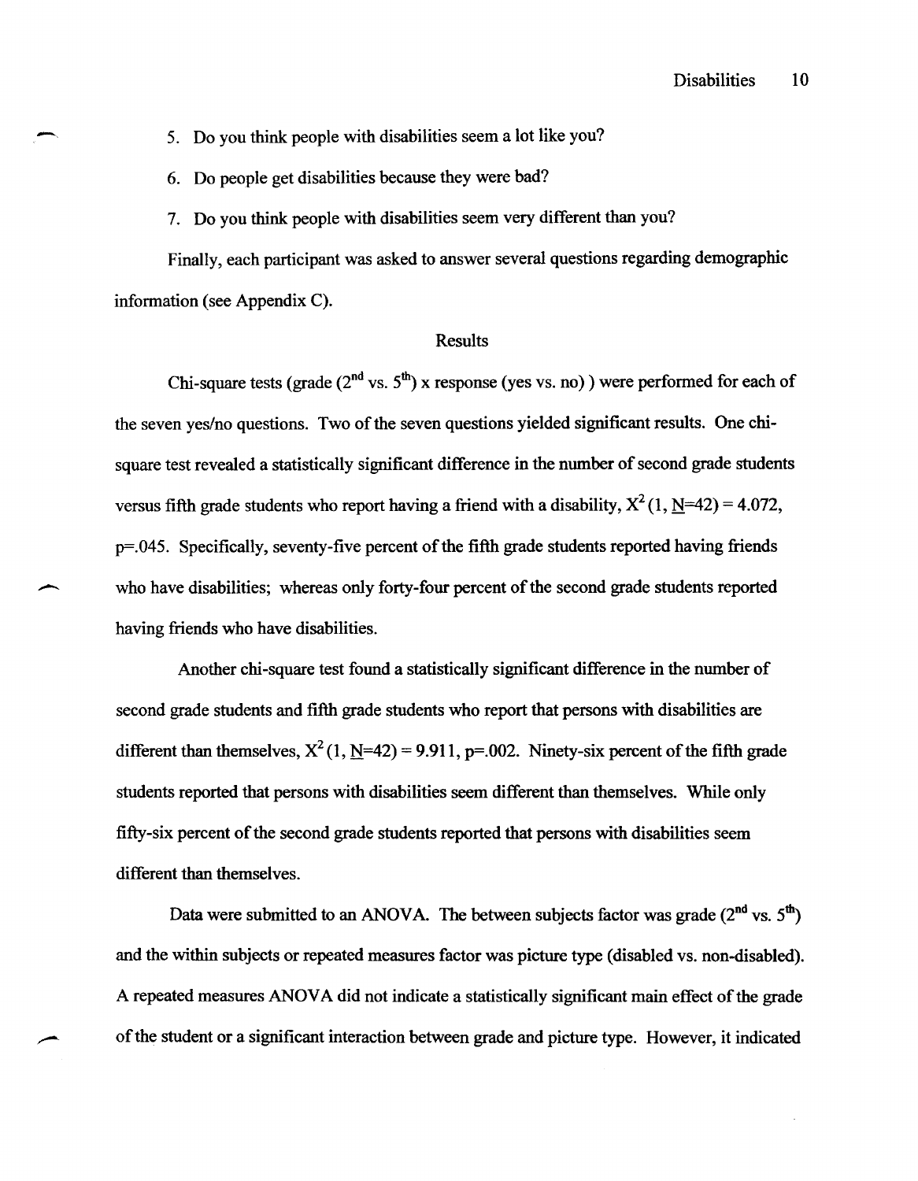5. Do you think people with disabilities seem a lot like you?
6. Do people get disabilities because they were bad?
7. Do you think people with disabilities seem very different than you?

Finally, each participant was asked to answer several questions regarding demographic information (see Appendix C).

## Results

Chi-square tests (grade ($2^{nd}$ vs. $5^{th}$) x response (yes vs. no) ) were performed for each of the seven yes/no questions. Two of the seven questions yielded significant results. One chi-square test revealed a statistically significant difference in the number of second grade students versus fifth grade students who report having a friend with a disability, $X^2\,(1, \underline{N}=42) = 4.072$, $p=.045$. Specifically, seventy-five percent of the fifth grade students reported having friends who have disabilities; whereas only forty-four percent of the second grade students reported having friends who have disabilities.

Another chi-square test found a statistically significant difference in the number of second grade students and fifth grade students who report that persons with disabilities are different than themselves, $X^2\,(1, \underline{N}=42) = 9.911$, $p=.002$. Ninety-six percent of the fifth grade students reported that persons with disabilities seem different than themselves. While only fifty-six percent of the second grade students reported that persons with disabilities seem different than themselves.

Data were submitted to an ANOVA. The between subjects factor was grade ($2^{nd}$ vs. $5^{th}$) and the within subjects or repeated measures factor was picture type (disabled vs. non-disabled). A repeated measures ANOVA did not indicate a statistically significant main effect of the grade of the student or a significant interaction between grade and picture type. However, it indicated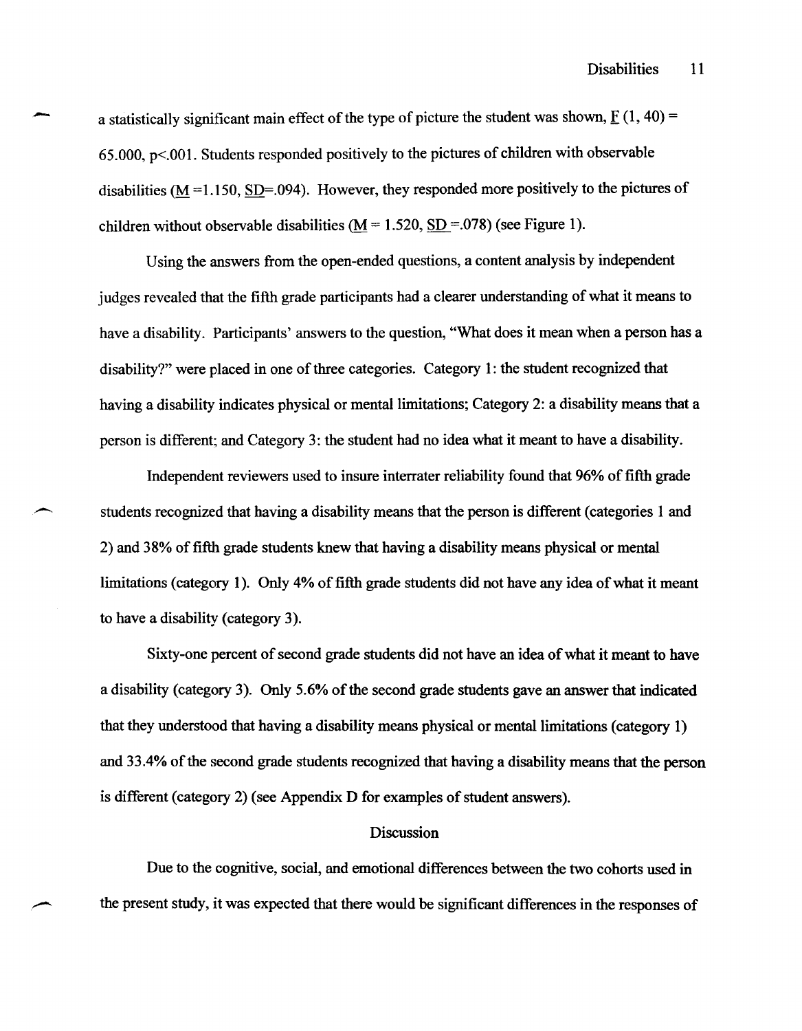a statistically significant main effect of the type of picture the student was shown, $F(1, 40) = 65.000$, $p<.001$. Students responded positively to the pictures of children with observable disabilities ($M = 1.150$, $SD = .094$). However, they responded more positively to the pictures of children without observable disabilities ($M = 1.520$, $SD = .078$) (see Figure 1).

Using the answers from the open-ended questions, a content analysis by independent judges revealed that the fifth grade participants had a clearer understanding of what it means to have a disability. Participants' answers to the question, "What does it mean when a person has a disability?" were placed in one of three categories. Category 1: the student recognized that having a disability indicates physical or mental limitations; Category 2: a disability means that a person is different; and Category 3: the student had no idea what it meant to have a disability.

Independent reviewers used to insure interrater reliability found that 96% of fifth grade students recognized that having a disability means that the person is different (categories 1 and 2) and 38% of fifth grade students knew that having a disability means physical or mental limitations (category 1). Only 4% of fifth grade students did not have any idea of what it meant to have a disability (category 3).

Sixty-one percent of second grade students did not have an idea of what it meant to have a disability (category 3). Only 5.6% of the second grade students gave an answer that indicated that they understood that having a disability means physical or mental limitations (category 1) and 33.4% of the second grade students recognized that having a disability means that the person is different (category 2) (see Appendix D for examples of student answers).

## Discussion

Due to the cognitive, social, and emotional differences between the two cohorts used in the present study, it was expected that there would be significant differences in the responses of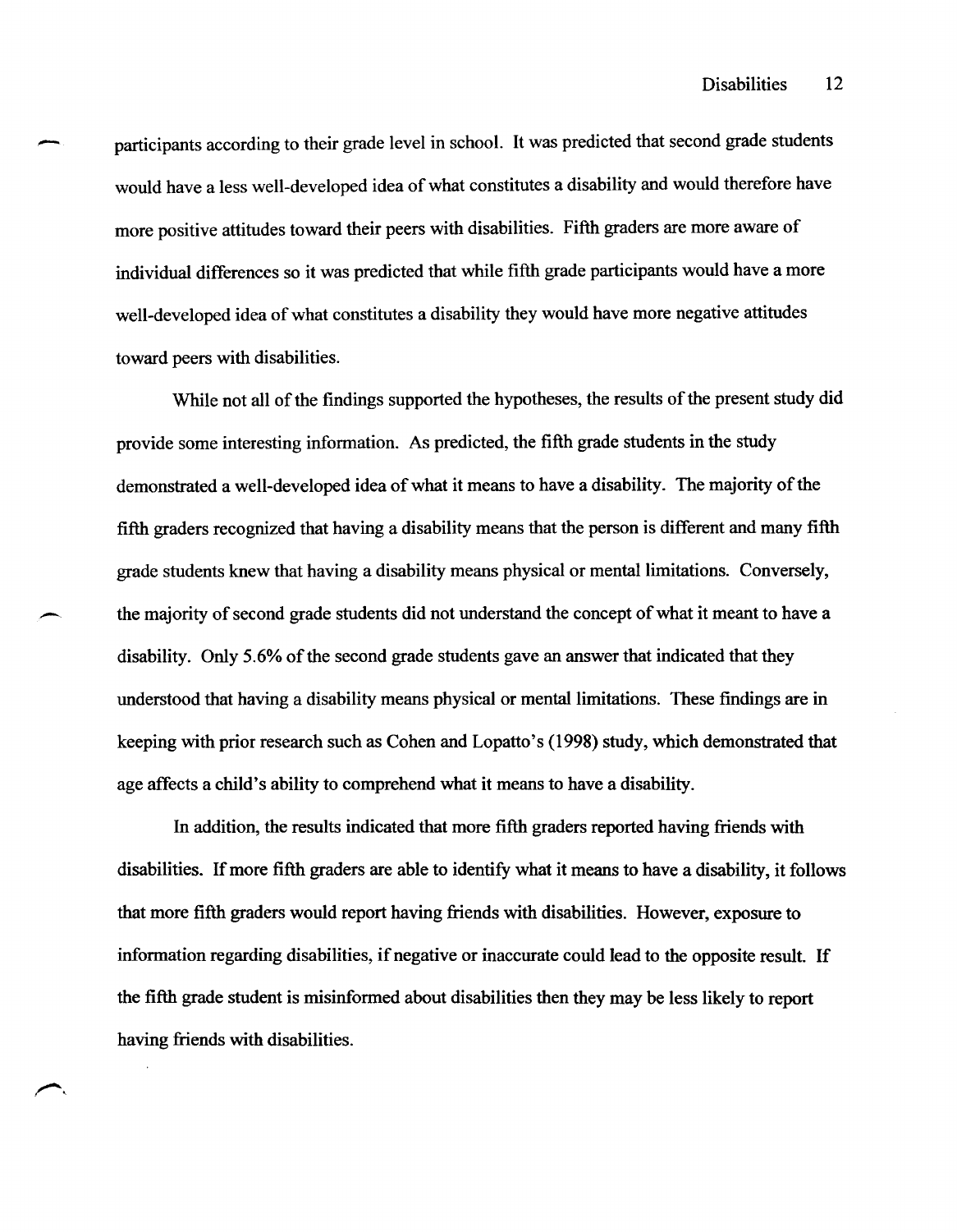participants according to their grade level in school. It was predicted that second grade students would have a less well-developed idea of what constitutes a disability and would therefore have more positive attitudes toward their peers with disabilities. Fifth graders are more aware of individual differences so it was predicted that while fifth grade participants would have a more well-developed idea of what constitutes a disability they would have more negative attitudes toward peers with disabilities.

While not all of the findings supported the hypotheses, the results of the present study did provide some interesting information. As predicted, the fifth grade students in the study demonstrated a well-developed idea of what it means to have a disability. The majority of the fifth graders recognized that having a disability means that the person is different and many fifth grade students knew that having a disability means physical or mental limitations. Conversely, the majority of second grade students did not understand the concept of what it meant to have a disability. Only 5.6% of the second grade students gave an answer that indicated that they understood that having a disability means physical or mental limitations. These findings are in keeping with prior research such as Cohen and Lopatto's (1998) study, which demonstrated that age affects a child's ability to comprehend what it means to have a disability.

In addition, the results indicated that more fifth graders reported having friends with disabilities. If more fifth graders are able to identify what it means to have a disability, it follows that more fifth graders would report having friends with disabilities. However, exposure to information regarding disabilities, if negative or inaccurate could lead to the opposite result. If the fifth grade student is misinformed about disabilities then they may be less likely to report having friends with disabilities.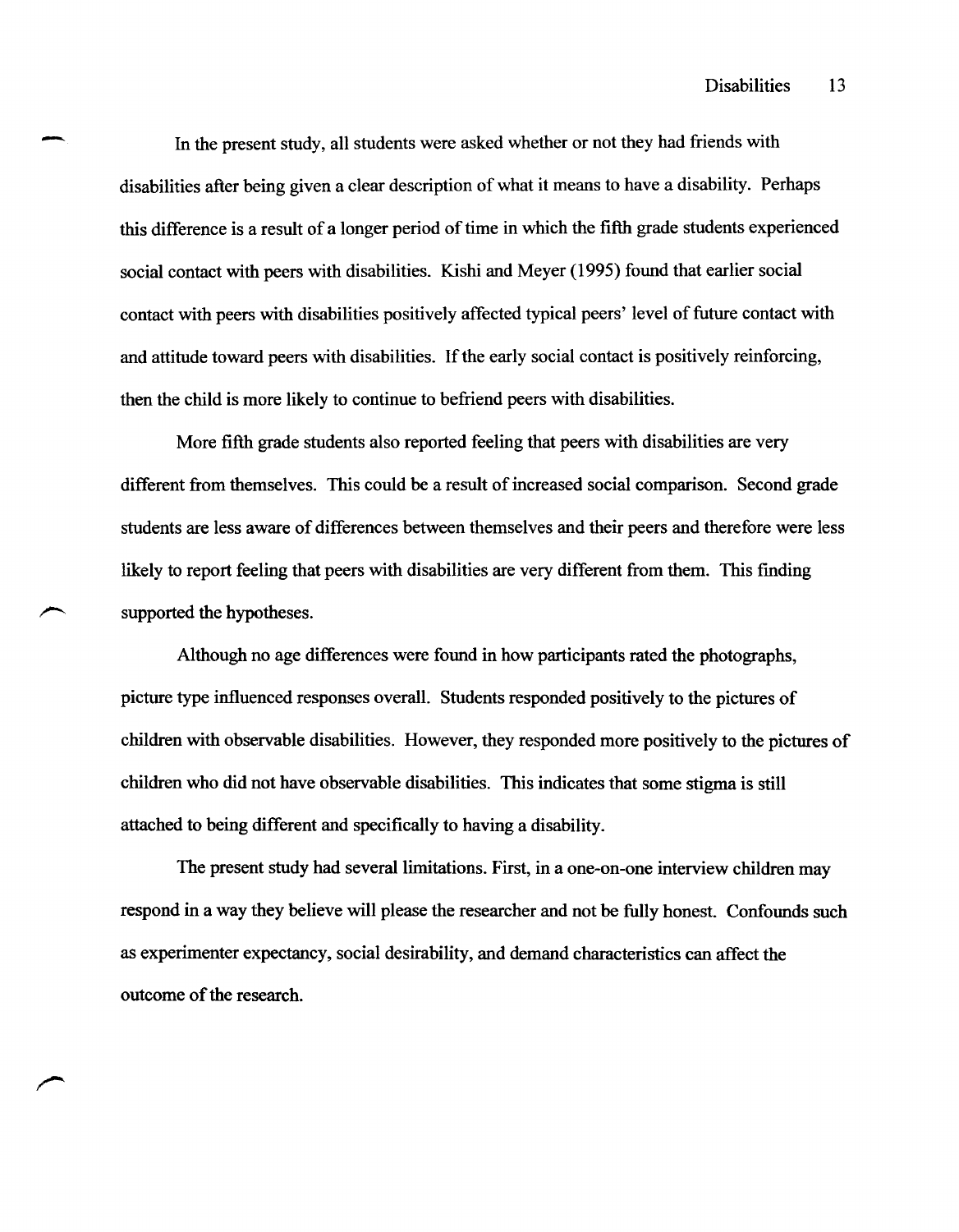In the present study, all students were asked whether or not they had friends with disabilities after being given a clear description of what it means to have a disability. Perhaps this difference is a result of a longer period of time in which the fifth grade students experienced social contact with peers with disabilities. Kishi and Meyer (1995) found that earlier social contact with peers with disabilities positively affected typical peers' level of future contact with and attitude toward peers with disabilities. If the early social contact is positively reinforcing, then the child is more likely to continue to befriend peers with disabilities.

More fifth grade students also reported feeling that peers with disabilities are very different from themselves. This could be a result of increased social comparison. Second grade students are less aware of differences between themselves and their peers and therefore were less likely to report feeling that peers with disabilities are very different from them. This finding supported the hypotheses.

Although no age differences were found in how participants rated the photographs, picture type influenced responses overall. Students responded positively to the pictures of children with observable disabilities. However, they responded more positively to the pictures of children who did not have observable disabilities. This indicates that some stigma is still attached to being different and specifically to having a disability.

The present study had several limitations. First, in a one-on-one interview children may respond in a way they believe will please the researcher and not be fully honest. Confounds such as experimenter expectancy, social desirability, and demand characteristics can affect the outcome of the research.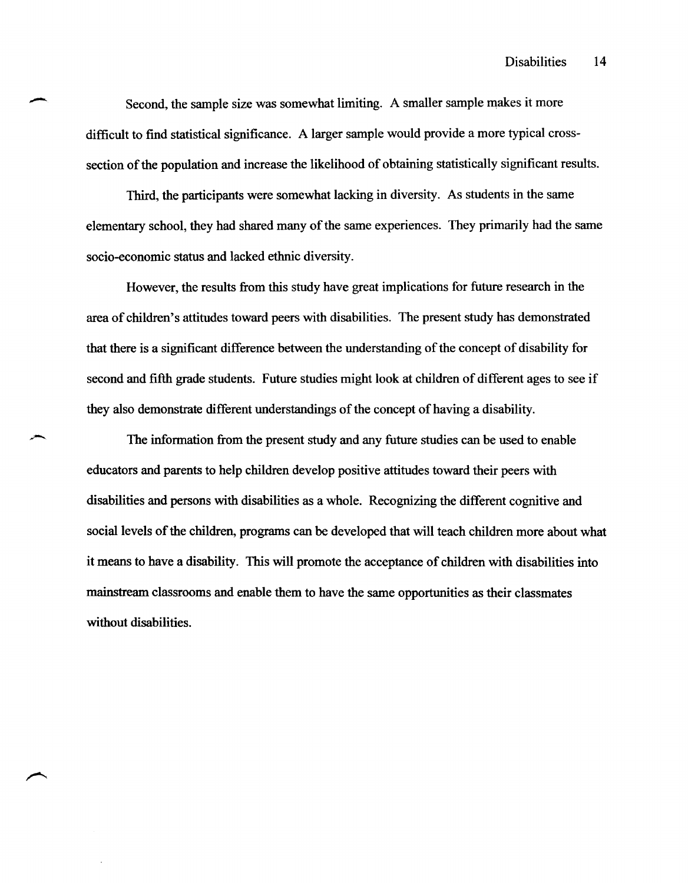Second, the sample size was somewhat limiting. A smaller sample makes it more difficult to find statistical significance. A larger sample would provide a more typical cross-section of the population and increase the likelihood of obtaining statistically significant results.

Third, the participants were somewhat lacking in diversity. As students in the same elementary school, they had shared many of the same experiences. They primarily had the same socio-economic status and lacked ethnic diversity.

However, the results from this study have great implications for future research in the area of children's attitudes toward peers with disabilities. The present study has demonstrated that there is a significant difference between the understanding of the concept of disability for second and fifth grade students. Future studies might look at children of different ages to see if they also demonstrate different understandings of the concept of having a disability.

The information from the present study and any future studies can be used to enable educators and parents to help children develop positive attitudes toward their peers with disabilities and persons with disabilities as a whole. Recognizing the different cognitive and social levels of the children, programs can be developed that will teach children more about what it means to have a disability. This will promote the acceptance of children with disabilities into mainstream classrooms and enable them to have the same opportunities as their classmates without disabilities.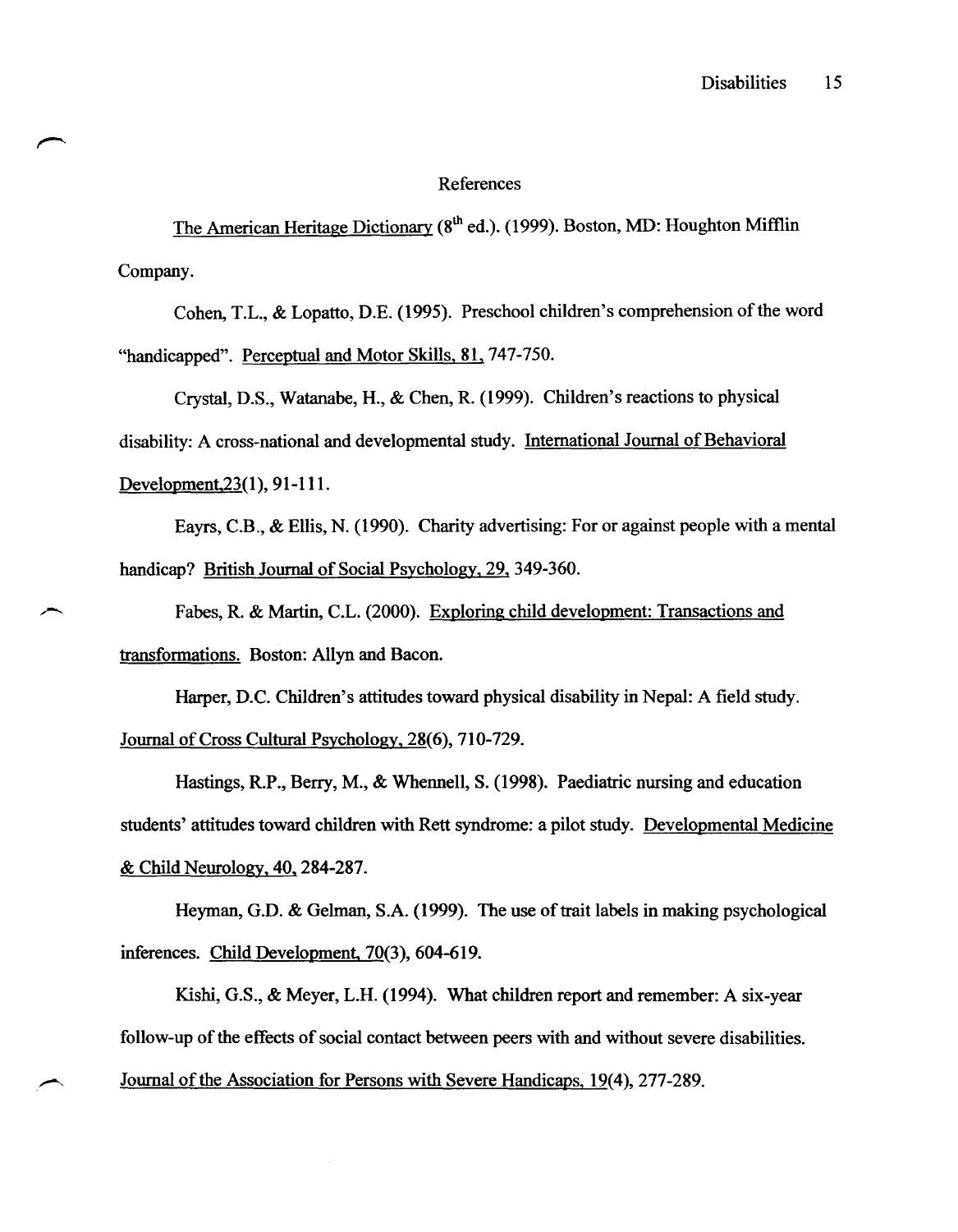# References

The American Heritage Dictionary (8th ed.). (1999). Boston, MD: Houghton Mifflin Company.

Cohen, T.L., & Lopatto, D.E. (1995). Preschool children's comprehension of the word "handicapped". Perceptual and Motor Skills, 81, 747-750.

Crystal, D.S., Watanabe, H., & Chen, R. (1999). Children's reactions to physical disability: A cross-national and developmental study. International Journal of Behavioral Development,23(1), 91-111.

Eayrs, C.B., & Ellis, N. (1990). Charity advertising: For or against people with a mental handicap? British Journal of Social Psychology, 29, 349-360.

Fabes, R. & Martin, C.L. (2000). Exploring child development: Transactions and transformations. Boston: Allyn and Bacon.

Harper, D.C. Children's attitudes toward physical disability in Nepal: A field study. Journal of Cross Cultural Psychology, 28(6), 710-729.

Hastings, R.P., Berry, M., & Whennell, S. (1998). Paediatric nursing and education students' attitudes toward children with Rett syndrome: a pilot study. Developmental Medicine & Child Neurology, 40, 284-287.

Heyman, G.D. & Gelman, S.A. (1999). The use of trait labels in making psychological inferences. Child Development, 70(3), 604-619.

Kishi, G.S., & Meyer, L.H. (1994). What children report and remember: A six-year follow-up of the effects of social contact between peers with and without severe disabilities. Journal of the Association for Persons with Severe Handicaps, 19(4), 277-289.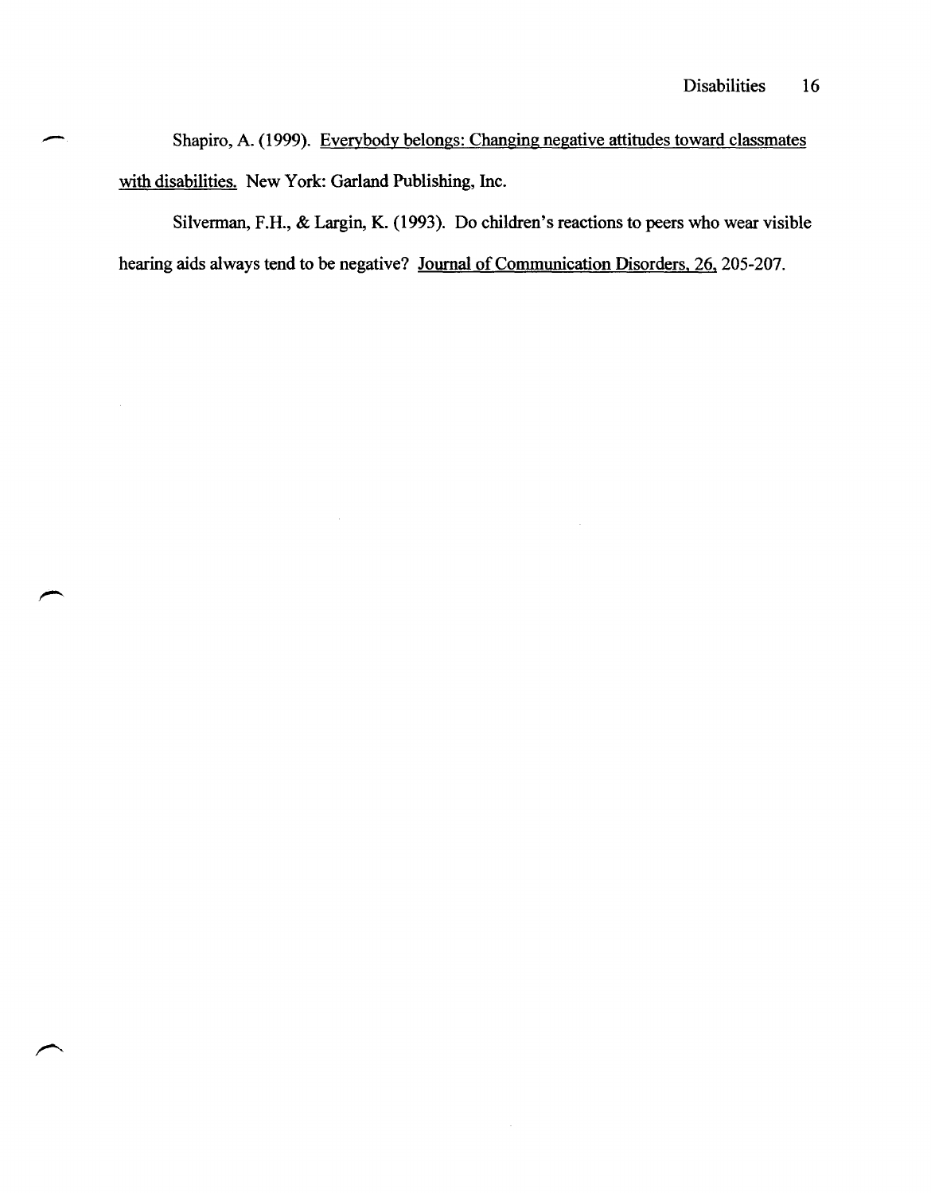Shapiro, A. (1999). Everybody belongs: Changing negative attitudes toward classmates with disabilities. New York: Garland Publishing, Inc.

Silverman, F.H., & Largin, K. (1993). Do children's reactions to peers who wear visible hearing aids always tend to be negative? Journal of Communication Disorders, 26, 205-207.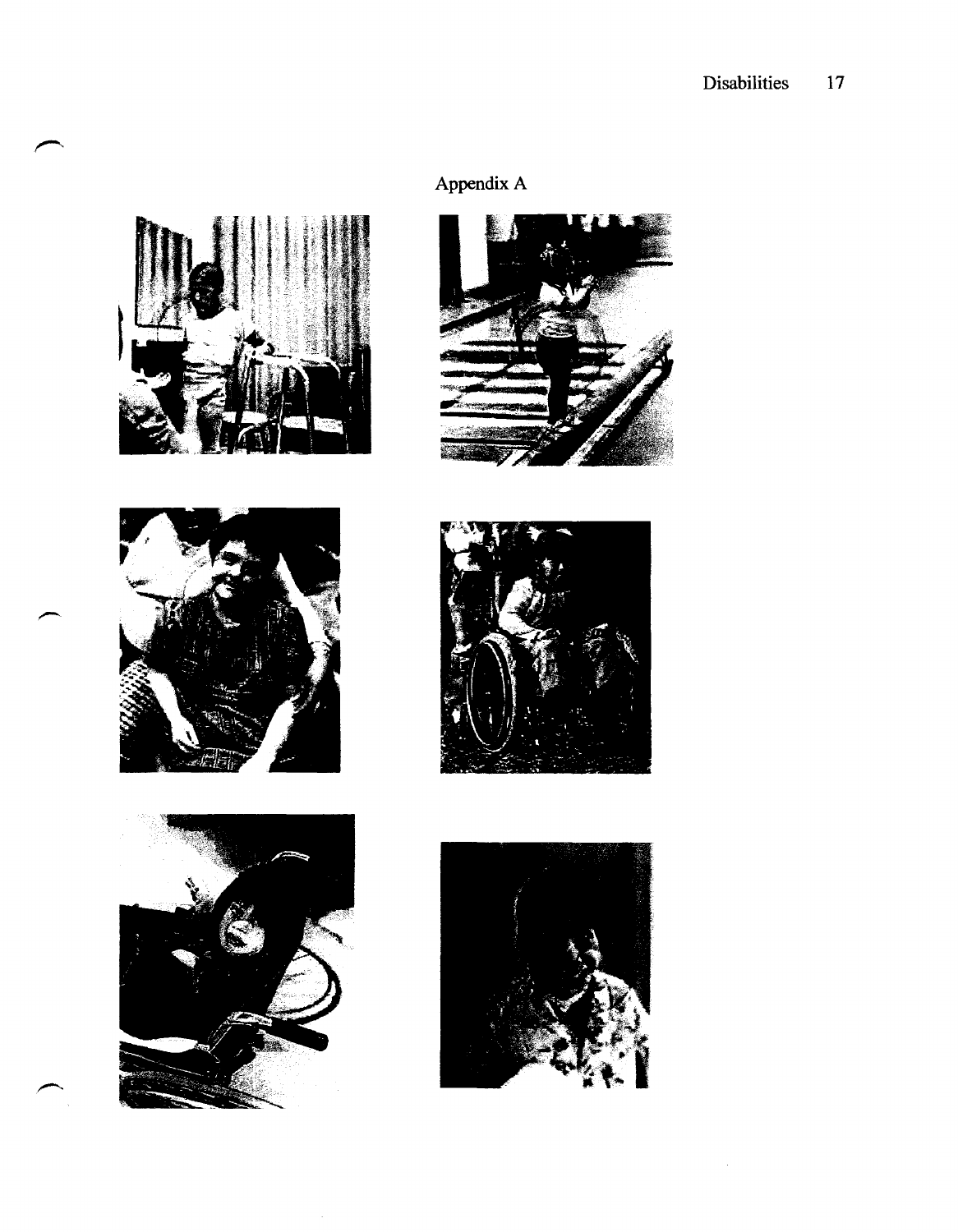# Appendix A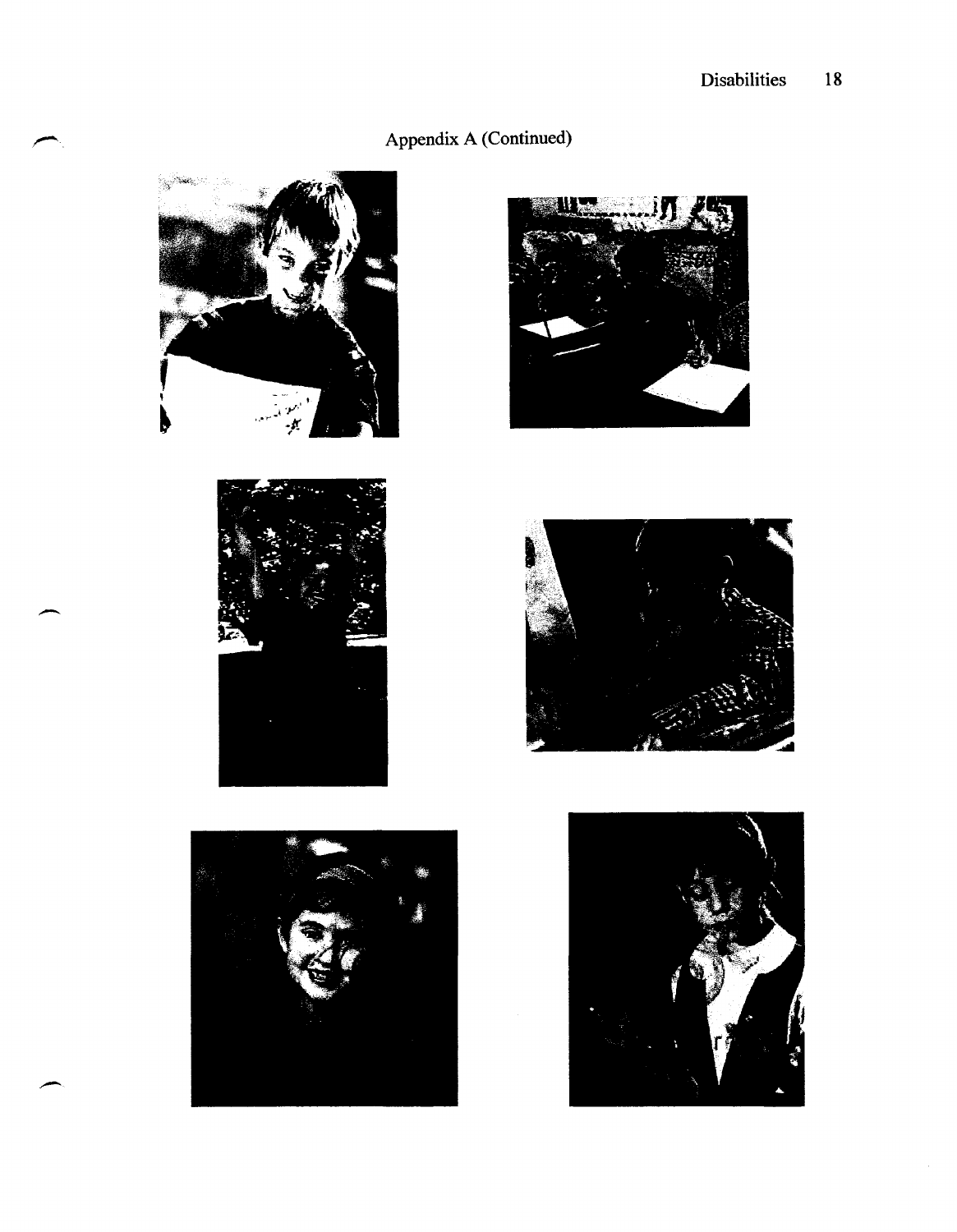Appendix A (Continued)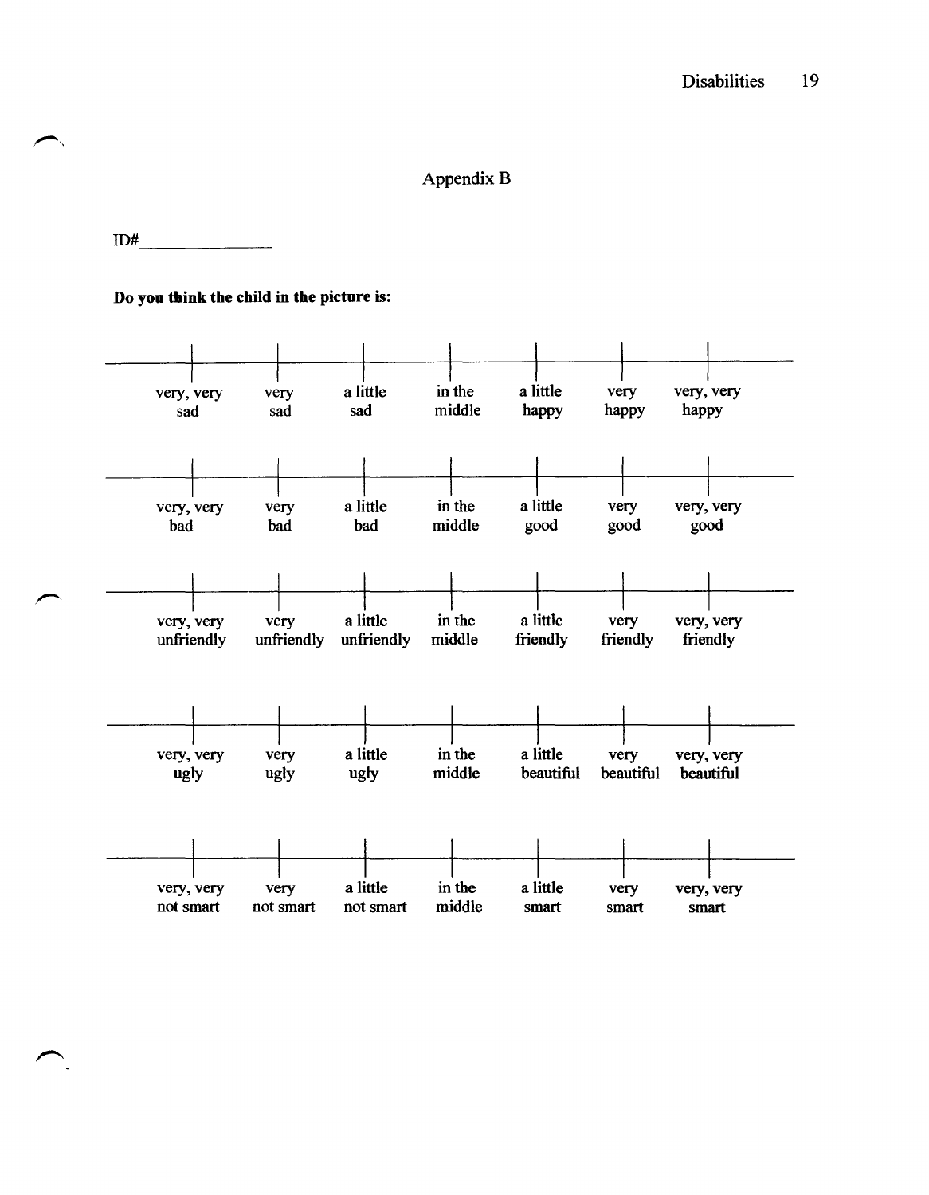## Appendix B

ID# _______________

**Do you think the child in the picture is:**

| very, very sad | very sad | a little sad | in the middle | a little happy | very happy | very, very happy |
|---|---|---|---|---|---|---|

| very, very bad | very bad | a little bad | in the middle | a little good | very good | very, very good |
|---|---|---|---|---|---|---|

| very, very unfriendly | very unfriendly | a little unfriendly | in the middle | a little friendly | very friendly | very, very friendly |
|---|---|---|---|---|---|---|

| very, very ugly | very ugly | a little ugly | in the middle | a little beautiful | very beautiful | very, very beautiful |
|---|---|---|---|---|---|---|

| very, very not smart | very not smart | a little not smart | in the middle | a little smart | very smart | very, very smart |
|---|---|---|---|---|---|---|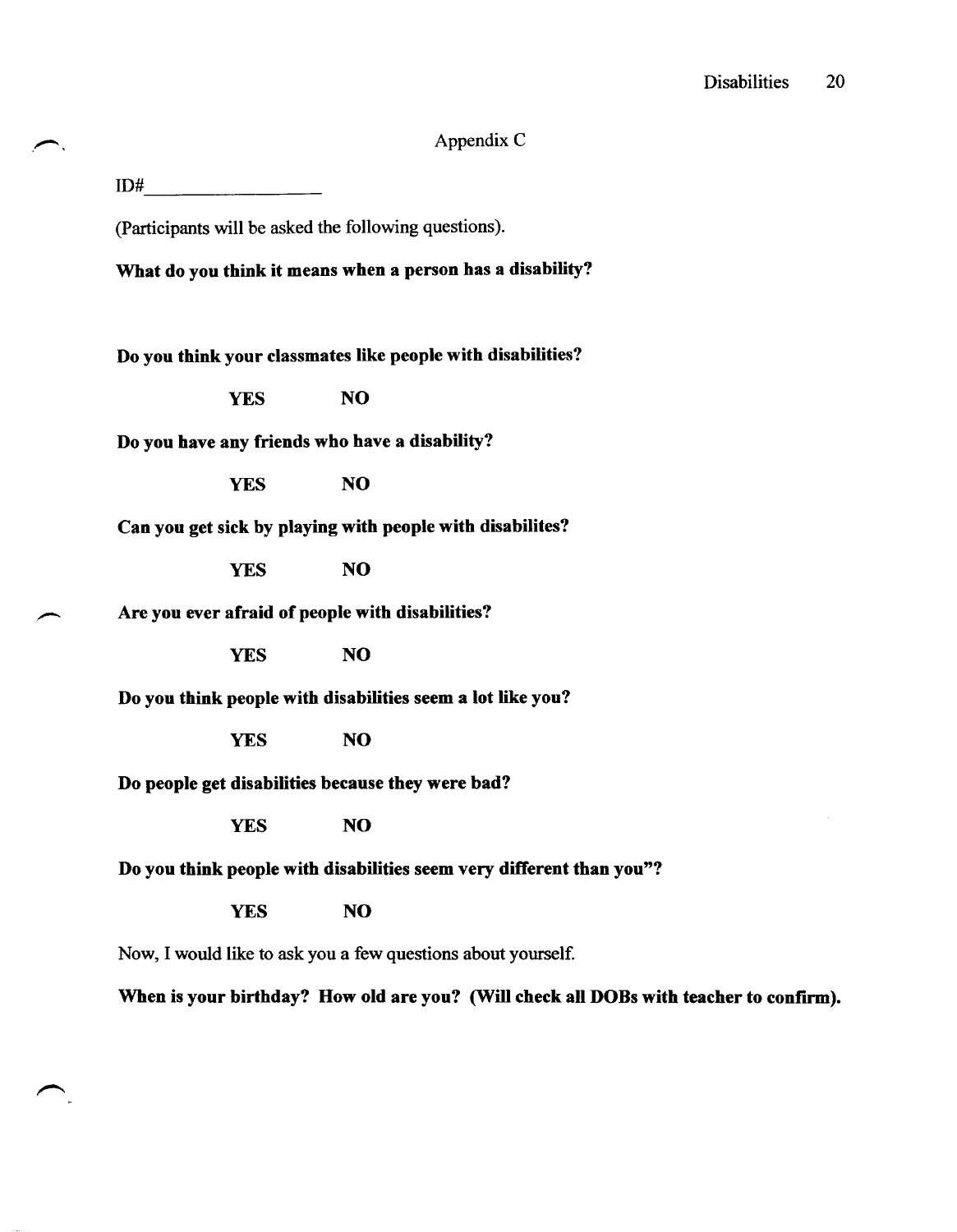# Appendix C

ID#\_\_\_\_\_\_\_\_\_\_\_\_\_\_\_\_\_\_

(Participants will be asked the following questions).

**What do you think it means when a person has a disability?**

**Do you think your classmates like people with disabilities?**

**YES NO**

**Do you have any friends who have a disability?**

**YES NO**

**Can you get sick by playing with people with disabilites?**

**YES NO**

**Are you ever afraid of people with disabilities?**

**YES NO**

**Do you think people with disabilities seem a lot like you?**

**YES NO**

**Do people get disabilities because they were bad?**

**YES NO**

**Do you think people with disabilities seem very different than you"?**

**YES NO**

Now, I would like to ask you a few questions about yourself.

**When is your birthday? How old are you? (Will check all DOBs with teacher to confirm).**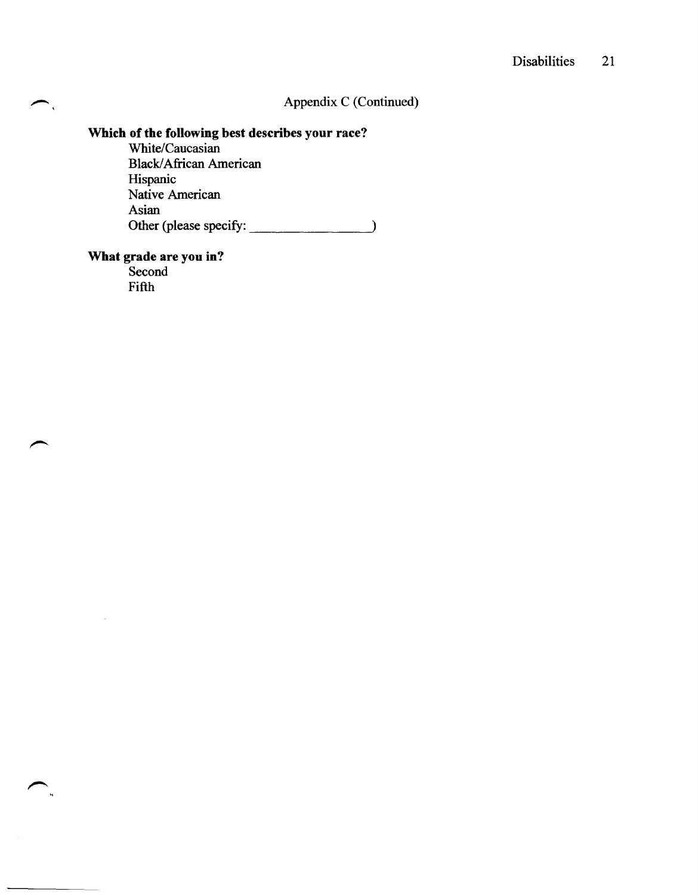Appendix C (Continued)

**Which of the following best describes your race?**

White/Caucasian
Black/African American
Hispanic
Native American
Asian
Other (please specify: ________________)

**What grade are you in?**

Second
Fifth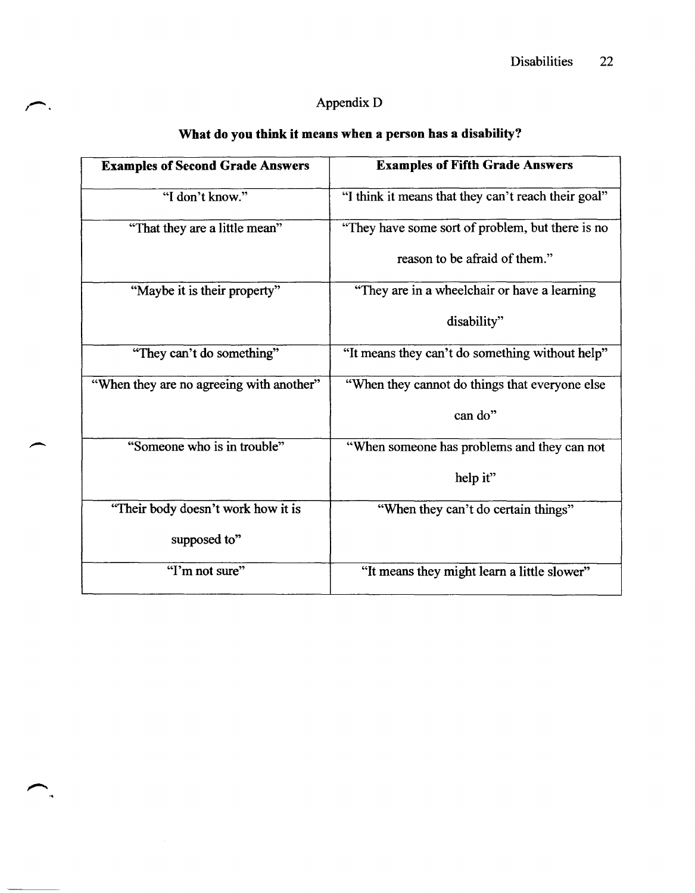# Appendix D

**What do you think it means when a person has a disability?**

| **Examples of Second Grade Answers** | **Examples of Fifth Grade Answers** |
|---|---|
| "I don't know." | "I think it means that they can't reach their goal" |
| "That they are a little mean" | "They have some sort of problem, but there is no reason to be afraid of them." |
| "Maybe it is their property" | "They are in a wheelchair or have a learning disability" |
| "They can't do something" | "It means they can't do something without help" |
| "When they are no agreeing with another" | "When they cannot do things that everyone else can do" |
| "Someone who is in trouble" | "When someone has problems and they can not help it" |
| "Their body doesn't work how it is supposed to" | "When they can't do certain things" |
| "I'm not sure" | "It means they might learn a little slower" |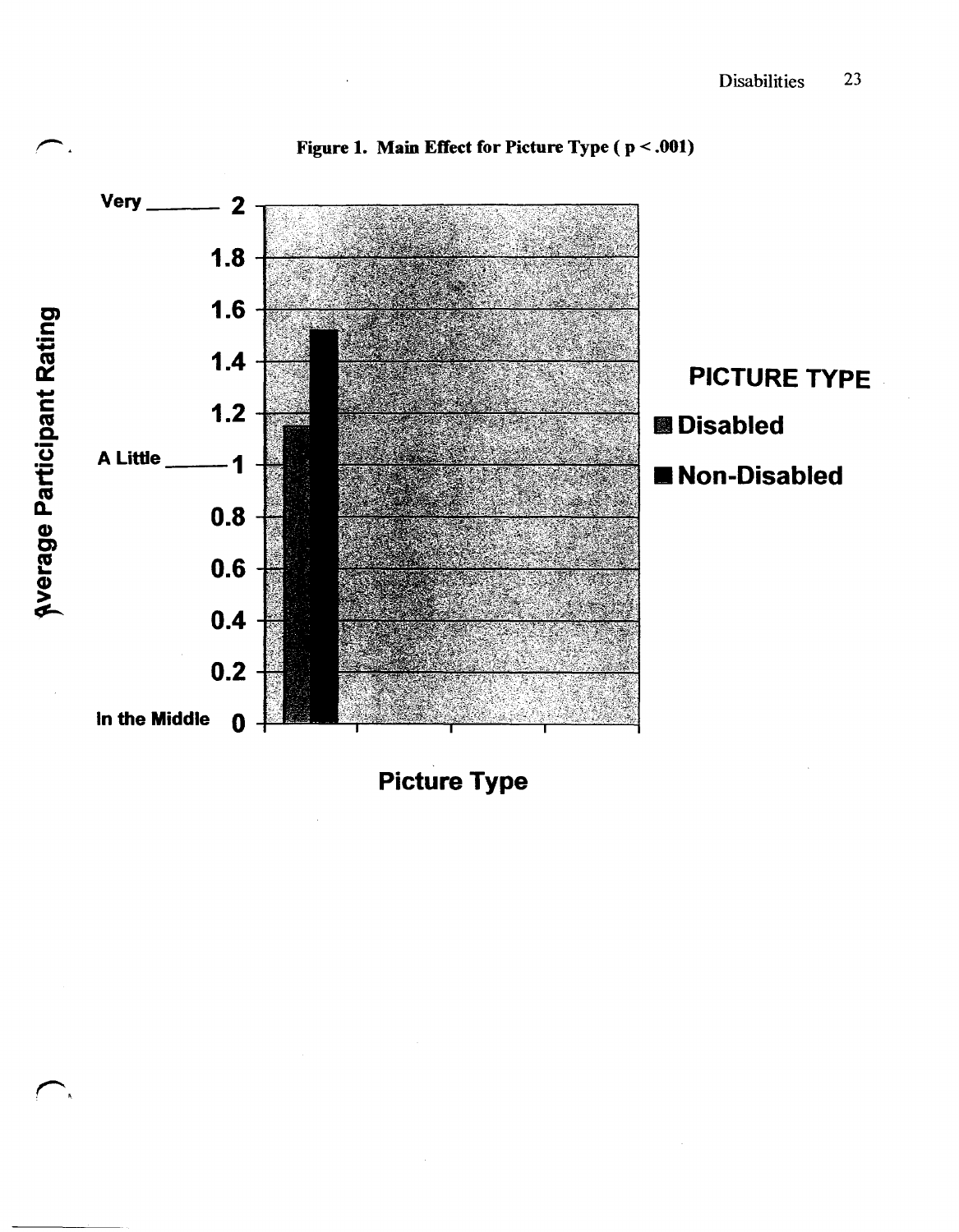**Figure 1. Main Effect for Picture Type ( $p < .001$)**

Average Participant Rating

Very 2

1.8

1.6

1.4

1.2

A Little 1

0.8

0.6

0.4

0.2

In the Middle 0

Picture Type

PICTURE TYPE

Disabled

Non-Disabled